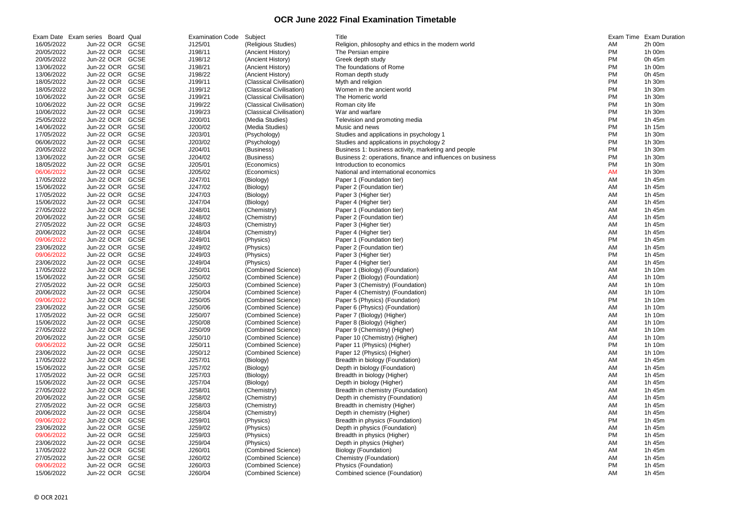# OCR June 2022 Final Examination Timetable

| Exam Date | Exam series | Board | Qual | Examination Code | Subject | Title | Exam Time | Exam Duration |
|---|---|---|---|---|---|---|---|---|
| 16/05/2022 | Jun-22 | OCR | GCSE | J125/01 | (Religious Studies) | Religion, philosophy and ethics in the modern world | AM | 2h 00m |
| 20/05/2022 | Jun-22 | OCR | GCSE | J198/11 | (Ancient History) | The Persian empire | PM | 1h 00m |
| 20/05/2022 | Jun-22 | OCR | GCSE | J198/12 | (Ancient History) | Greek depth study | PM | 0h 45m |
| 13/06/2022 | Jun-22 | OCR | GCSE | J198/21 | (Ancient History) | The foundations of Rome | PM | 1h 00m |
| 13/06/2022 | Jun-22 | OCR | GCSE | J198/22 | (Ancient History) | Roman depth study | PM | 0h 45m |
| 18/05/2022 | Jun-22 | OCR | GCSE | J199/11 | (Classical Civilisation) | Myth and religion | PM | 1h 30m |
| 18/05/2022 | Jun-22 | OCR | GCSE | J199/12 | (Classical Civilisation) | Women in the ancient world | PM | 1h 30m |
| 10/06/2022 | Jun-22 | OCR | GCSE | J199/21 | (Classical Civilisation) | The Homeric world | PM | 1h 30m |
| 10/06/2022 | Jun-22 | OCR | GCSE | J199/22 | (Classical Civilisation) | Roman city life | PM | 1h 30m |
| 10/06/2022 | Jun-22 | OCR | GCSE | J199/23 | (Classical Civilisation) | War and warfare | PM | 1h 30m |
| 25/05/2022 | Jun-22 | OCR | GCSE | J200/01 | (Media Studies) | Television and promoting media | PM | 1h 45m |
| 14/06/2022 | Jun-22 | OCR | GCSE | J200/02 | (Media Studies) | Music and news | PM | 1h 15m |
| 17/05/2022 | Jun-22 | OCR | GCSE | J203/01 | (Psychology) | Studies and applications in psychology 1 | PM | 1h 30m |
| 06/06/2022 | Jun-22 | OCR | GCSE | J203/02 | (Psychology) | Studies and applications in psychology 2 | PM | 1h 30m |
| 20/05/2022 | Jun-22 | OCR | GCSE | J204/01 | (Business) | Business 1: business activity, marketing and people | PM | 1h 30m |
| 13/06/2022 | Jun-22 | OCR | GCSE | J204/02 | (Business) | Business 2: operations, finance and influences on business | PM | 1h 30m |
| 18/05/2022 | Jun-22 | OCR | GCSE | J205/01 | (Economics) | Introduction to economics | PM | 1h 30m |
| 06/06/2022 | Jun-22 | OCR | GCSE | J205/02 | (Economics) | National and international economics | AM | 1h 30m |
| 17/05/2022 | Jun-22 | OCR | GCSE | J247/01 | (Biology) | Paper 1 (Foundation tier) | AM | 1h 45m |
| 15/06/2022 | Jun-22 | OCR | GCSE | J247/02 | (Biology) | Paper 2 (Foundation tier) | AM | 1h 45m |
| 17/05/2022 | Jun-22 | OCR | GCSE | J247/03 | (Biology) | Paper 3 (Higher tier) | AM | 1h 45m |
| 15/06/2022 | Jun-22 | OCR | GCSE | J247/04 | (Biology) | Paper 4 (Higher tier) | AM | 1h 45m |
| 27/05/2022 | Jun-22 | OCR | GCSE | J248/01 | (Chemistry) | Paper 1 (Foundation tier) | AM | 1h 45m |
| 20/06/2022 | Jun-22 | OCR | GCSE | J248/02 | (Chemistry) | Paper 2 (Foundation tier) | AM | 1h 45m |
| 27/05/2022 | Jun-22 | OCR | GCSE | J248/03 | (Chemistry) | Paper 3 (Higher tier) | AM | 1h 45m |
| 20/06/2022 | Jun-22 | OCR | GCSE | J248/04 | (Chemistry) | Paper 4 (Higher tier) | AM | 1h 45m |
| 09/06/2022 | Jun-22 | OCR | GCSE | J249/01 | (Physics) | Paper 1 (Foundation tier) | PM | 1h 45m |
| 23/06/2022 | Jun-22 | OCR | GCSE | J249/02 | (Physics) | Paper 2 (Foundation tier) | AM | 1h 45m |
| 09/06/2022 | Jun-22 | OCR | GCSE | J249/03 | (Physics) | Paper 3 (Higher tier) | PM | 1h 45m |
| 23/06/2022 | Jun-22 | OCR | GCSE | J249/04 | (Physics) | Paper 4 (Higher tier) | AM | 1h 45m |
| 17/05/2022 | Jun-22 | OCR | GCSE | J250/01 | (Combined Science) | Paper 1 (Biology) (Foundation) | AM | 1h 10m |
| 15/06/2022 | Jun-22 | OCR | GCSE | J250/02 | (Combined Science) | Paper 2 (Biology) (Foundation) | AM | 1h 10m |
| 27/05/2022 | Jun-22 | OCR | GCSE | J250/03 | (Combined Science) | Paper 3 (Chemistry) (Foundation) | AM | 1h 10m |
| 20/06/2022 | Jun-22 | OCR | GCSE | J250/04 | (Combined Science) | Paper 4 (Chemistry) (Foundation) | AM | 1h 10m |
| 09/06/2022 | Jun-22 | OCR | GCSE | J250/05 | (Combined Science) | Paper 5 (Physics) (Foundation) | PM | 1h 10m |
| 23/06/2022 | Jun-22 | OCR | GCSE | J250/06 | (Combined Science) | Paper 6 (Physics) (Foundation) | AM | 1h 10m |
| 17/05/2022 | Jun-22 | OCR | GCSE | J250/07 | (Combined Science) | Paper 7 (Biology) (Higher) | AM | 1h 10m |
| 15/06/2022 | Jun-22 | OCR | GCSE | J250/08 | (Combined Science) | Paper 8 (Biology) (Higher) | AM | 1h 10m |
| 27/05/2022 | Jun-22 | OCR | GCSE | J250/09 | (Combined Science) | Paper 9 (Chemistry) (Higher) | AM | 1h 10m |
| 20/06/2022 | Jun-22 | OCR | GCSE | J250/10 | (Combined Science) | Paper 10 (Chemistry) (Higher) | AM | 1h 10m |
| 09/06/2022 | Jun-22 | OCR | GCSE | J250/11 | (Combined Science) | Paper 11 (Physics) (Higher) | PM | 1h 10m |
| 23/06/2022 | Jun-22 | OCR | GCSE | J250/12 | (Combined Science) | Paper 12 (Physics) (Higher) | AM | 1h 10m |
| 17/05/2022 | Jun-22 | OCR | GCSE | J257/01 | (Biology) | Breadth in biology (Foundation) | AM | 1h 45m |
| 15/06/2022 | Jun-22 | OCR | GCSE | J257/02 | (Biology) | Depth in biology (Foundation) | AM | 1h 45m |
| 17/05/2022 | Jun-22 | OCR | GCSE | J257/03 | (Biology) | Breadth in biology (Higher) | AM | 1h 45m |
| 15/06/2022 | Jun-22 | OCR | GCSE | J257/04 | (Biology) | Depth in biology (Higher) | AM | 1h 45m |
| 27/05/2022 | Jun-22 | OCR | GCSE | J258/01 | (Chemistry) | Breadth in chemistry (Foundation) | AM | 1h 45m |
| 20/06/2022 | Jun-22 | OCR | GCSE | J258/02 | (Chemistry) | Depth in chemistry (Foundation) | AM | 1h 45m |
| 27/05/2022 | Jun-22 | OCR | GCSE | J258/03 | (Chemistry) | Breadth in chemistry (Higher) | AM | 1h 45m |
| 20/06/2022 | Jun-22 | OCR | GCSE | J258/04 | (Chemistry) | Depth in chemistry (Higher) | AM | 1h 45m |
| 09/06/2022 | Jun-22 | OCR | GCSE | J259/01 | (Physics) | Breadth in physics (Foundation) | PM | 1h 45m |
| 23/06/2022 | Jun-22 | OCR | GCSE | J259/02 | (Physics) | Depth in physics (Foundation) | AM | 1h 45m |
| 09/06/2022 | Jun-22 | OCR | GCSE | J259/03 | (Physics) | Breadth in physics (Higher) | PM | 1h 45m |
| 23/06/2022 | Jun-22 | OCR | GCSE | J259/04 | (Physics) | Depth in physics (Higher) | AM | 1h 45m |
| 17/05/2022 | Jun-22 | OCR | GCSE | J260/01 | (Combined Science) | Biology (Foundation) | AM | 1h 45m |
| 27/05/2022 | Jun-22 | OCR | GCSE | J260/02 | (Combined Science) | Chemistry (Foundation) | AM | 1h 45m |
| 09/06/2022 | Jun-22 | OCR | GCSE | J260/03 | (Combined Science) | Physics (Foundation) | PM | 1h 45m |
| 15/06/2022 | Jun-22 | OCR | GCSE | J260/04 | (Combined Science) | Combined science (Foundation) | AM | 1h 45m |

© OCR 2021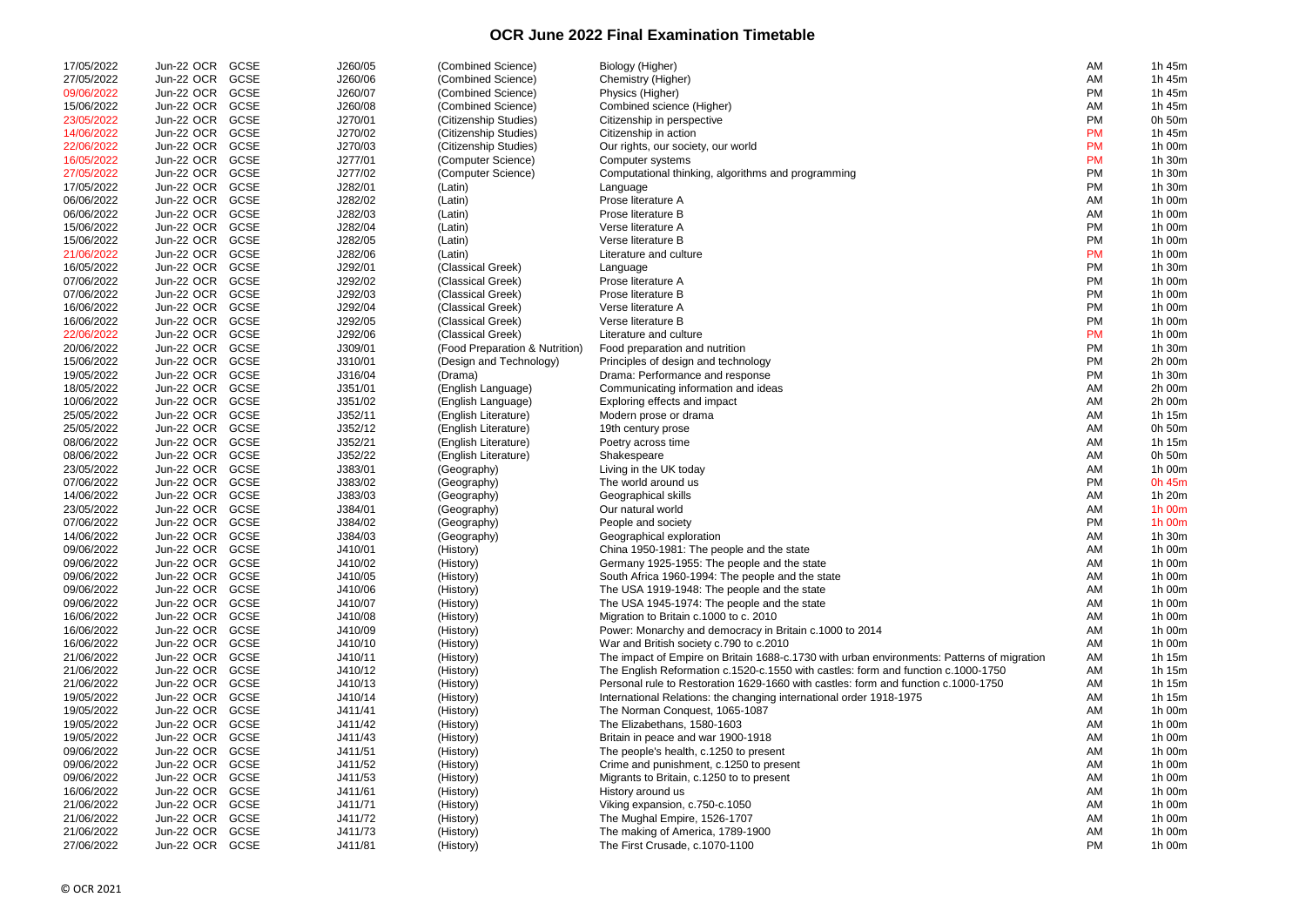# OCR June 2022 Final Examination Timetable

| | | | | | | | |
|---|---|---|---|---|---|---|---|
| 17/05/2022 | Jun-22 OCR | GCSE | J260/05 | (Combined Science) | Biology (Higher) | AM | 1h 45m |
| 27/05/2022 | Jun-22 OCR | GCSE | J260/06 | (Combined Science) | Chemistry (Higher) | AM | 1h 45m |
| 09/06/2022 | Jun-22 OCR | GCSE | J260/07 | (Combined Science) | Physics (Higher) | PM | 1h 45m |
| 15/06/2022 | Jun-22 OCR | GCSE | J260/08 | (Combined Science) | Combined science (Higher) | AM | 1h 45m |
| 23/05/2022 | Jun-22 OCR | GCSE | J270/01 | (Citizenship Studies) | Citizenship in perspective | PM | 0h 50m |
| 14/06/2022 | Jun-22 OCR | GCSE | J270/02 | (Citizenship Studies) | Citizenship in action | PM | 1h 45m |
| 22/06/2022 | Jun-22 OCR | GCSE | J270/03 | (Citizenship Studies) | Our rights, our society, our world | PM | 1h 00m |
| 16/05/2022 | Jun-22 OCR | GCSE | J277/01 | (Computer Science) | Computer systems | PM | 1h 30m |
| 27/05/2022 | Jun-22 OCR | GCSE | J277/02 | (Computer Science) | Computational thinking, algorithms and programming | PM | 1h 30m |
| 17/05/2022 | Jun-22 OCR | GCSE | J282/01 | (Latin) | Language | PM | 1h 30m |
| 06/06/2022 | Jun-22 OCR | GCSE | J282/02 | (Latin) | Prose literature A | AM | 1h 00m |
| 06/06/2022 | Jun-22 OCR | GCSE | J282/03 | (Latin) | Prose literature B | AM | 1h 00m |
| 15/06/2022 | Jun-22 OCR | GCSE | J282/04 | (Latin) | Verse literature A | PM | 1h 00m |
| 15/06/2022 | Jun-22 OCR | GCSE | J282/05 | (Latin) | Verse literature B | PM | 1h 00m |
| 21/06/2022 | Jun-22 OCR | GCSE | J282/06 | (Latin) | Literature and culture | PM | 1h 00m |
| 16/05/2022 | Jun-22 OCR | GCSE | J292/01 | (Classical Greek) | Language | PM | 1h 30m |
| 07/06/2022 | Jun-22 OCR | GCSE | J292/02 | (Classical Greek) | Prose literature A | PM | 1h 00m |
| 07/06/2022 | Jun-22 OCR | GCSE | J292/03 | (Classical Greek) | Prose literature B | PM | 1h 00m |
| 16/06/2022 | Jun-22 OCR | GCSE | J292/04 | (Classical Greek) | Verse literature A | PM | 1h 00m |
| 16/06/2022 | Jun-22 OCR | GCSE | J292/05 | (Classical Greek) | Verse literature B | PM | 1h 00m |
| 22/06/2022 | Jun-22 OCR | GCSE | J292/06 | (Classical Greek) | Literature and culture | PM | 1h 00m |
| 20/06/2022 | Jun-22 OCR | GCSE | J309/01 | (Food Preparation & Nutrition) | Food preparation and nutrition | PM | 1h 30m |
| 15/06/2022 | Jun-22 OCR | GCSE | J310/01 | (Design and Technology) | Principles of design and technology | PM | 2h 00m |
| 19/05/2022 | Jun-22 OCR | GCSE | J316/04 | (Drama) | Drama: Performance and response | PM | 1h 30m |
| 18/05/2022 | Jun-22 OCR | GCSE | J351/01 | (English Language) | Communicating information and ideas | AM | 2h 00m |
| 10/06/2022 | Jun-22 OCR | GCSE | J351/02 | (English Language) | Exploring effects and impact | AM | 2h 00m |
| 25/05/2022 | Jun-22 OCR | GCSE | J352/11 | (English Literature) | Modern prose or drama | AM | 1h 15m |
| 25/05/2022 | Jun-22 OCR | GCSE | J352/12 | (English Literature) | 19th century prose | AM | 0h 50m |
| 08/06/2022 | Jun-22 OCR | GCSE | J352/21 | (English Literature) | Poetry across time | AM | 1h 15m |
| 08/06/2022 | Jun-22 OCR | GCSE | J352/22 | (English Literature) | Shakespeare | AM | 0h 50m |
| 23/05/2022 | Jun-22 OCR | GCSE | J383/01 | (Geography) | Living in the UK today | AM | 1h 00m |
| 07/06/2022 | Jun-22 OCR | GCSE | J383/02 | (Geography) | The world around us | PM | 0h 45m |
| 14/06/2022 | Jun-22 OCR | GCSE | J383/03 | (Geography) | Geographical skills | AM | 1h 20m |
| 23/05/2022 | Jun-22 OCR | GCSE | J384/01 | (Geography) | Our natural world | AM | 1h 00m |
| 07/06/2022 | Jun-22 OCR | GCSE | J384/02 | (Geography) | People and society | PM | 1h 00m |
| 14/06/2022 | Jun-22 OCR | GCSE | J384/03 | (Geography) | Geographical exploration | AM | 1h 30m |
| 09/06/2022 | Jun-22 OCR | GCSE | J410/01 | (History) | China 1950-1981: The people and the state | AM | 1h 00m |
| 09/06/2022 | Jun-22 OCR | GCSE | J410/02 | (History) | Germany 1925-1955: The people and the state | AM | 1h 00m |
| 09/06/2022 | Jun-22 OCR | GCSE | J410/05 | (History) | South Africa 1960-1994: The people and the state | AM | 1h 00m |
| 09/06/2022 | Jun-22 OCR | GCSE | J410/06 | (History) | The USA 1919-1948: The people and the state | AM | 1h 00m |
| 09/06/2022 | Jun-22 OCR | GCSE | J410/07 | (History) | The USA 1945-1974: The people and the state | AM | 1h 00m |
| 16/06/2022 | Jun-22 OCR | GCSE | J410/08 | (History) | Migration to Britain c.1000 to c. 2010 | AM | 1h 00m |
| 16/06/2022 | Jun-22 OCR | GCSE | J410/09 | (History) | Power: Monarchy and democracy in Britain c.1000 to 2014 | AM | 1h 00m |
| 16/06/2022 | Jun-22 OCR | GCSE | J410/10 | (History) | War and British society c.790 to c.2010 | AM | 1h 00m |
| 21/06/2022 | Jun-22 OCR | GCSE | J410/11 | (History) | The impact of Empire on Britain 1688-c.1730 with urban environments: Patterns of migration | AM | 1h 15m |
| 21/06/2022 | Jun-22 OCR | GCSE | J410/12 | (History) | The English Reformation c.1520-c.1550 with castles: form and function c.1000-1750 | AM | 1h 15m |
| 21/06/2022 | Jun-22 OCR | GCSE | J410/13 | (History) | Personal rule to Restoration 1629-1660 with castles: form and function c.1000-1750 | AM | 1h 15m |
| 19/05/2022 | Jun-22 OCR | GCSE | J410/14 | (History) | International Relations: the changing international order 1918-1975 | AM | 1h 15m |
| 19/05/2022 | Jun-22 OCR | GCSE | J411/41 | (History) | The Norman Conquest, 1065-1087 | AM | 1h 00m |
| 19/05/2022 | Jun-22 OCR | GCSE | J411/42 | (History) | The Elizabethans, 1580-1603 | AM | 1h 00m |
| 19/05/2022 | Jun-22 OCR | GCSE | J411/43 | (History) | Britain in peace and war 1900-1918 | AM | 1h 00m |
| 09/06/2022 | Jun-22 OCR | GCSE | J411/51 | (History) | The people's health, c.1250 to present | AM | 1h 00m |
| 09/06/2022 | Jun-22 OCR | GCSE | J411/52 | (History) | Crime and punishment, c.1250 to present | AM | 1h 00m |
| 09/06/2022 | Jun-22 OCR | GCSE | J411/53 | (History) | Migrants to Britain, c.1250 to to present | AM | 1h 00m |
| 16/06/2022 | Jun-22 OCR | GCSE | J411/61 | (History) | History around us | AM | 1h 00m |
| 21/06/2022 | Jun-22 OCR | GCSE | J411/71 | (History) | Viking expansion, c.750-c.1050 | AM | 1h 00m |
| 21/06/2022 | Jun-22 OCR | GCSE | J411/72 | (History) | The Mughal Empire, 1526-1707 | AM | 1h 00m |
| 21/06/2022 | Jun-22 OCR | GCSE | J411/73 | (History) | The making of America, 1789-1900 | AM | 1h 00m |
| 27/06/2022 | Jun-22 OCR | GCSE | J411/81 | (History) | The First Crusade, c.1070-1100 | PM | 1h 00m |

© OCR 2021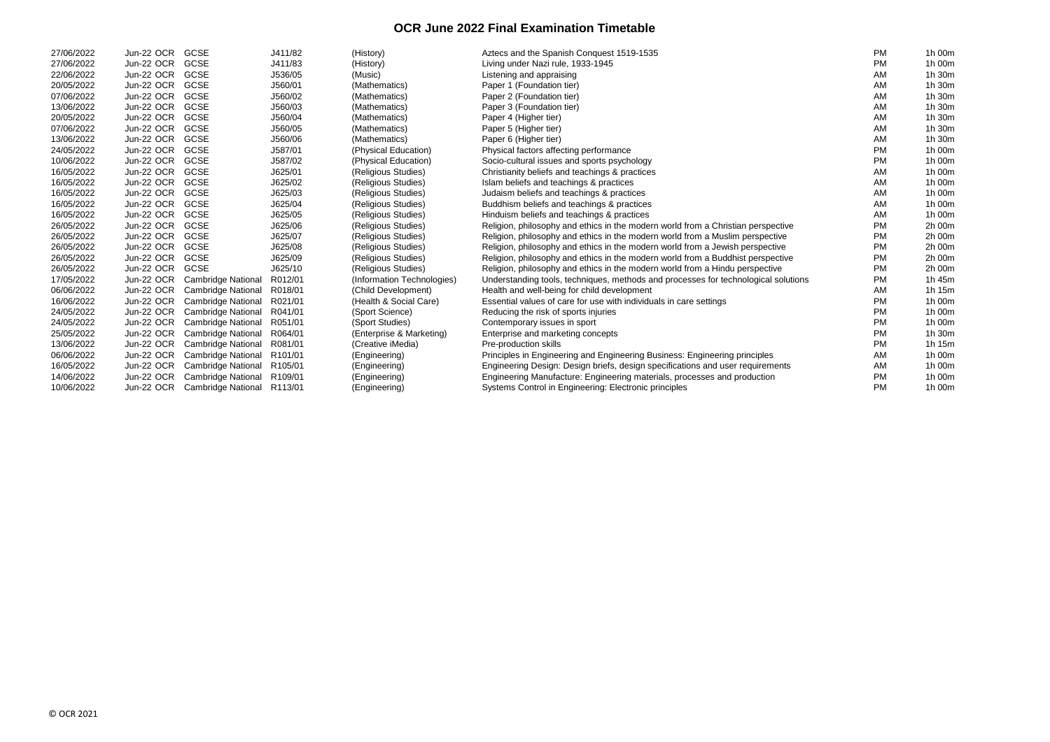# OCR June 2022 Final Examination Timetable

| | | | | | | | |
|---|---|---|---|---|---|---|---|
| 27/06/2022 | Jun-22 OCR | GCSE | J411/82 | (History) | Aztecs and the Spanish Conquest 1519-1535 | PM | 1h 00m |
| 27/06/2022 | Jun-22 OCR | GCSE | J411/83 | (History) | Living under Nazi rule, 1933-1945 | PM | 1h 00m |
| 22/06/2022 | Jun-22 OCR | GCSE | J536/05 | (Music) | Listening and appraising | AM | 1h 30m |
| 20/05/2022 | Jun-22 OCR | GCSE | J560/01 | (Mathematics) | Paper 1 (Foundation tier) | AM | 1h 30m |
| 07/06/2022 | Jun-22 OCR | GCSE | J560/02 | (Mathematics) | Paper 2 (Foundation tier) | AM | 1h 30m |
| 13/06/2022 | Jun-22 OCR | GCSE | J560/03 | (Mathematics) | Paper 3 (Foundation tier) | AM | 1h 30m |
| 20/05/2022 | Jun-22 OCR | GCSE | J560/04 | (Mathematics) | Paper 4 (Higher tier) | AM | 1h 30m |
| 07/06/2022 | Jun-22 OCR | GCSE | J560/05 | (Mathematics) | Paper 5 (Higher tier) | AM | 1h 30m |
| 13/06/2022 | Jun-22 OCR | GCSE | J560/06 | (Mathematics) | Paper 6 (Higher tier) | AM | 1h 30m |
| 24/05/2022 | Jun-22 OCR | GCSE | J587/01 | (Physical Education) | Physical factors affecting performance | PM | 1h 00m |
| 10/06/2022 | Jun-22 OCR | GCSE | J587/02 | (Physical Education) | Socio-cultural issues and sports psychology | PM | 1h 00m |
| 16/05/2022 | Jun-22 OCR | GCSE | J625/01 | (Religious Studies) | Christianity beliefs and teachings & practices | AM | 1h 00m |
| 16/05/2022 | Jun-22 OCR | GCSE | J625/02 | (Religious Studies) | Islam beliefs and teachings & practices | AM | 1h 00m |
| 16/05/2022 | Jun-22 OCR | GCSE | J625/03 | (Religious Studies) | Judaism beliefs and teachings & practices | AM | 1h 00m |
| 16/05/2022 | Jun-22 OCR | GCSE | J625/04 | (Religious Studies) | Buddhism beliefs and teachings & practices | AM | 1h 00m |
| 16/05/2022 | Jun-22 OCR | GCSE | J625/05 | (Religious Studies) | Hinduism beliefs and teachings & practices | AM | 1h 00m |
| 26/05/2022 | Jun-22 OCR | GCSE | J625/06 | (Religious Studies) | Religion, philosophy and ethics in the modern world from a Christian perspective | PM | 2h 00m |
| 26/05/2022 | Jun-22 OCR | GCSE | J625/07 | (Religious Studies) | Religion, philosophy and ethics in the modern world from a Muslim perspective | PM | 2h 00m |
| 26/05/2022 | Jun-22 OCR | GCSE | J625/08 | (Religious Studies) | Religion, philosophy and ethics in the modern world from a Jewish perspective | PM | 2h 00m |
| 26/05/2022 | Jun-22 OCR | GCSE | J625/09 | (Religious Studies) | Religion, philosophy and ethics in the modern world from a Buddhist perspective | PM | 2h 00m |
| 26/05/2022 | Jun-22 OCR | GCSE | J625/10 | (Religious Studies) | Religion, philosophy and ethics in the modern world from a Hindu perspective | PM | 2h 00m |
| 17/05/2022 | Jun-22 OCR | Cambridge National | R012/01 | (Information Technologies) | Understanding tools, techniques, methods and processes for technological solutions | PM | 1h 45m |
| 06/06/2022 | Jun-22 OCR | Cambridge National | R018/01 | (Child Development) | Health and well-being for child development | AM | 1h 15m |
| 16/06/2022 | Jun-22 OCR | Cambridge National | R021/01 | (Health & Social Care) | Essential values of care for use with individuals in care settings | PM | 1h 00m |
| 24/05/2022 | Jun-22 OCR | Cambridge National | R041/01 | (Sport Science) | Reducing the risk of sports injuries | PM | 1h 00m |
| 24/05/2022 | Jun-22 OCR | Cambridge National | R051/01 | (Sport Studies) | Contemporary issues in sport | PM | 1h 00m |
| 25/05/2022 | Jun-22 OCR | Cambridge National | R064/01 | (Enterprise & Marketing) | Enterprise and marketing concepts | PM | 1h 30m |
| 13/06/2022 | Jun-22 OCR | Cambridge National | R081/01 | (Creative iMedia) | Pre-production skills | PM | 1h 15m |
| 06/06/2022 | Jun-22 OCR | Cambridge National | R101/01 | (Engineering) | Principles in Engineering and Engineering Business: Engineering principles | AM | 1h 00m |
| 16/05/2022 | Jun-22 OCR | Cambridge National | R105/01 | (Engineering) | Engineering Design: Design briefs, design specifications and user requirements | AM | 1h 00m |
| 14/06/2022 | Jun-22 OCR | Cambridge National | R109/01 | (Engineering) | Engineering Manufacture: Engineering materials, processes and production | PM | 1h 00m |
| 10/06/2022 | Jun-22 OCR | Cambridge National | R113/01 | (Engineering) | Systems Control in Engineering: Electronic principles | PM | 1h 00m |

© OCR 2021